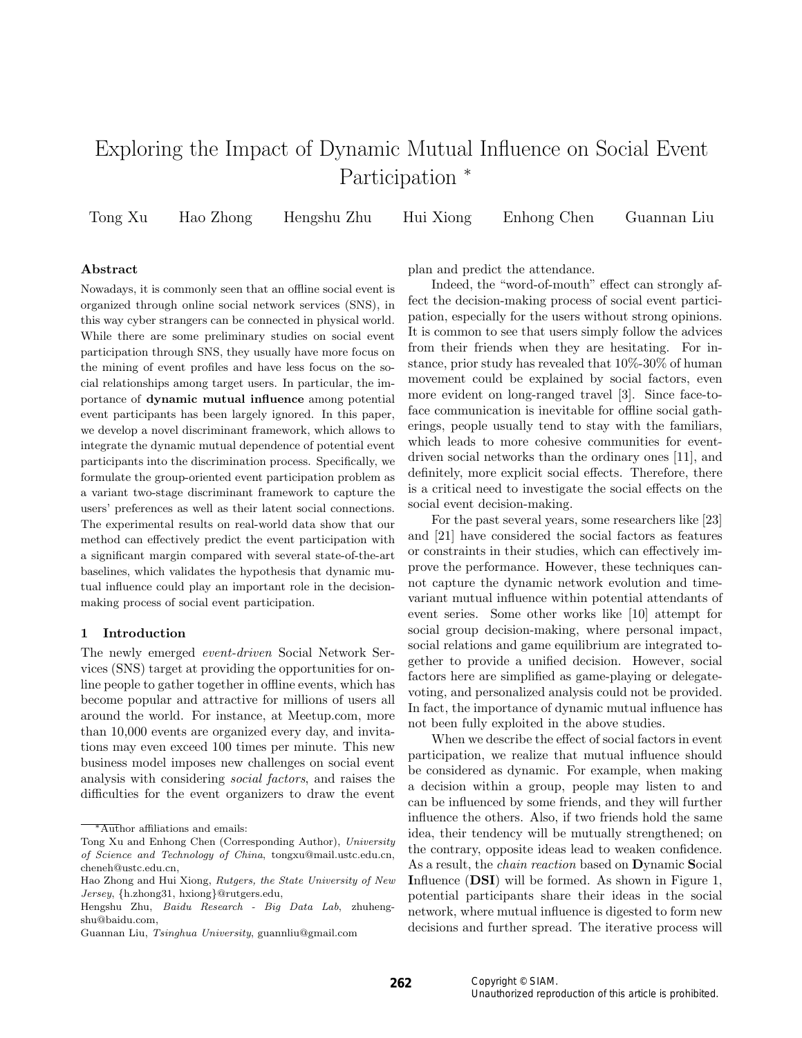# Exploring the Impact of Dynamic Mutual Influence on Social Event Participation *

Tong Xu Hao Zhong Hengshu Zhu Hui Xiong Enhong Chen Guannan Liu

### Abstract

Nowadays, it is commonly seen that an offline social event is organized through online social network services (SNS), in this way cyber strangers can be connected in physical world. While there are some preliminary studies on social event participation through SNS, they usually have more focus on the mining of event profiles and have less focus on the social relationships among target users. In particular, the importance of **dynamic mutual influence** among potential event participants has been largely ignored. In this paper, we develop a novel discriminant framework, which allows to integrate the dynamic mutual dependence of potential event participants into the discrimination process. Specifically, we formulate the group-oriented event participation problem as a variant two-stage discriminant framework to capture the users' preferences as well as their latent social connections. The experimental results on real-world data show that our method can effectively predict the event participation with a significant margin compared with several state-of-the-art baselines, which validates the hypothesis that dynamic mutual influence could play an important role in the decision-making process of social event participation.

## 1 Introduction

The newly emerged *event-driven* Social Network Services (SNS) target at providing the opportunities for online people to gather together in offline events, which has become popular and attractive for millions of users all around the world. For instance, at Meetup.com, more than 10,000 events are organized every day, and invitations may even exceed 100 times per minute. This new business model imposes new challenges on social event analysis with considering *social factors*, and raises the difficulties for the event organizers to draw the event plan and predict the attendance.

Indeed, the "word-of-mouth" effect can strongly affect the decision-making process of social event participation, especially for the users without strong opinions. It is common to see that users simply follow the advices from their friends when they are hesitating. For instance, prior study has revealed that 10%-30% of human movement could be explained by social factors, even more evident on long-ranged travel [3]. Since face-to-face communication is inevitable for offline social gatherings, people usually tend to stay with the familiars, which leads to more cohesive communities for event-driven social networks than the ordinary ones [11], and definitely, more explicit social effects. Therefore, there is a critical need to investigate the social effects on the social event decision-making.

For the past several years, some researchers like [23] and [21] have considered the social factors as features or constraints in their studies, which can effectively improve the performance. However, these techniques cannot capture the dynamic network evolution and time-variant mutual influence within potential attendants of event series. Some other works like [10] attempt for social group decision-making, where personal impact, social relations and game equilibrium are integrated together to provide a unified decision. However, social factors here are simplified as game-playing or delegate-voting, and personalized analysis could not be provided. In fact, the importance of dynamic mutual influence has not been fully exploited in the above studies.

When we describe the effect of social factors in event participation, we realize that mutual influence should be considered as dynamic. For example, when making a decision within a group, people may listen to and can be influenced by some friends, and they will further influence the others. Also, if two friends hold the same idea, their tendency will be mutually strengthened; on the contrary, opposite ideas lead to weaken confidence. As a result, the *chain reaction* based on **D**ynamic **S**ocial **I**nfluence (**DSI**) will be formed. As shown in Figure 1, potential participants share their ideas in the social network, where mutual influence is digested to form new decisions and further spread. The iterative process will

---

*Author affiliations and emails:
Tong Xu and Enhong Chen (Corresponding Author), *University of Science and Technology of China*, tongxu@mail.ustc.edu.cn, cheneh@ustc.edu.cn,
Hao Zhong and Hui Xiong, *Rutgers, the State University of New Jersey*, {h.zhong31, hxiong}@rutgers.edu,
Hengshu Zhu, *Baidu Research - Big Data Lab*, zhuhengshu@baidu.com,
Guannan Liu, *Tsinghua University*, guannliu@gmail.com

Copyright © SIAM.
Unauthorized reproduction of this article is prohibited.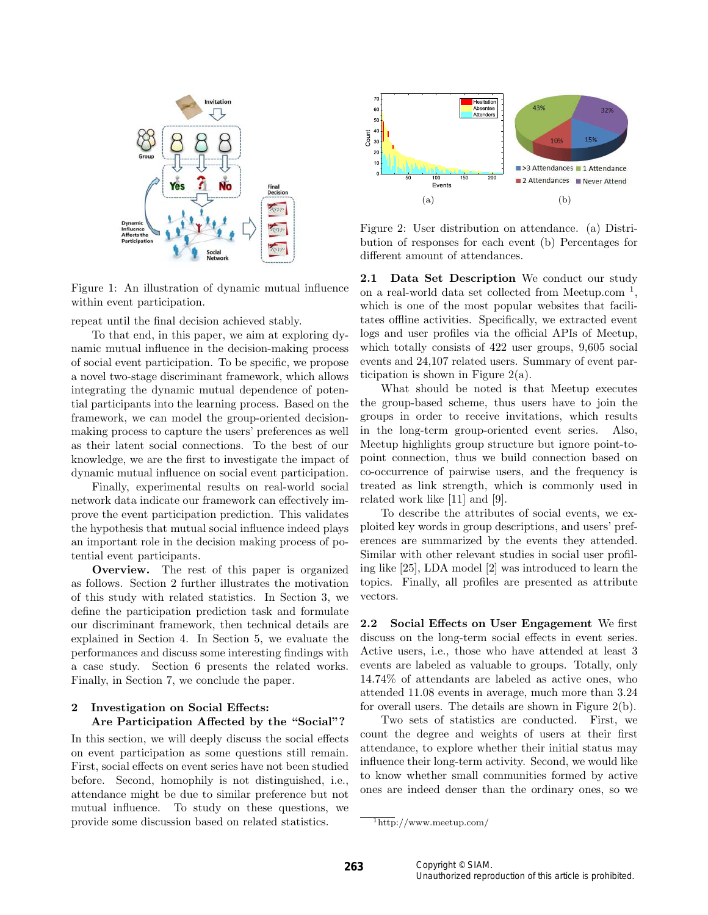Figure 1: An illustration of dynamic mutual influence within event participation.

repeat until the final decision achieved stably.

To that end, in this paper, we aim at exploring dynamic mutual influence in the decision-making process of social event participation. To be specific, we propose a novel two-stage discriminant framework, which allows integrating the dynamic mutual dependence of potential participants into the learning process. Based on the framework, we can model the group-oriented decision-making process to capture the users' preferences as well as their latent social connections. To the best of our knowledge, we are the first to investigate the impact of dynamic mutual influence on social event participation.

Finally, experimental results on real-world social network data indicate our framework can effectively improve the event participation prediction. This validates the hypothesis that mutual social influence indeed plays an important role in the decision making process of potential event participants.

**Overview.** The rest of this paper is organized as follows. Section 2 further illustrates the motivation of this study with related statistics. In Section 3, we define the participation prediction task and formulate our discriminant framework, then technical details are explained in Section 4. In Section 5, we evaluate the performances and discuss some interesting findings with a case study. Section 6 presents the related works. Finally, in Section 7, we conclude the paper.

## 2 Investigation on Social Effects: Are Participation Affected by the "Social"?

In this section, we will deeply discuss the social effects on event participation as some questions still remain. First, social effects on event series have not been studied before. Second, homophily is not distinguished, i.e., attendance might be due to similar preference but not mutual influence. To study on these questions, we provide some discussion based on related statistics.

Figure 2: User distribution on attendance. (a) Distribution of responses for each event (b) Percentages for different amount of attendances.

**2.1 Data Set Description** We conduct our study on a real-world data set collected from Meetup.com [1], which is one of the most popular websites that facilitates offline activities. Specifically, we extracted event logs and user profiles via the official APIs of Meetup, which totally consists of 422 user groups, 9,605 social events and 24,107 related users. Summary of event participation is shown in Figure 2(a).

What should be noted is that Meetup executes the group-based scheme, thus users have to join the groups in order to receive invitations, which results in the long-term group-oriented event series. Also, Meetup highlights group structure but ignore point-to-point connection, thus we build connection based on co-occurrence of pairwise users, and the frequency is treated as link strength, which is commonly used in related work like [11] and [9].

To describe the attributes of social events, we exploited key words in group descriptions, and users' preferences are summarized by the events they attended. Similar with other relevant studies in social user profiling like [25], LDA model [2] was introduced to learn the topics. Finally, all profiles are presented as attribute vectors.

**2.2 Social Effects on User Engagement** We first discuss on the long-term social effects in event series. Active users, i.e., those who have attended at least 3 events are labeled as valuable to groups. Totally, only 14.74% of attendants are labeled as active ones, who attended 11.08 events in average, much more than 3.24 for overall users. The details are shown in Figure 2(b).

Two sets of statistics are conducted. First, we count the degree and weights of users at their first attendance, to explore whether their initial status may influence their long-term activity. Second, we would like to know whether small communities formed by active ones are indeed denser than the ordinary ones, so we

[1] http://www.meetup.com/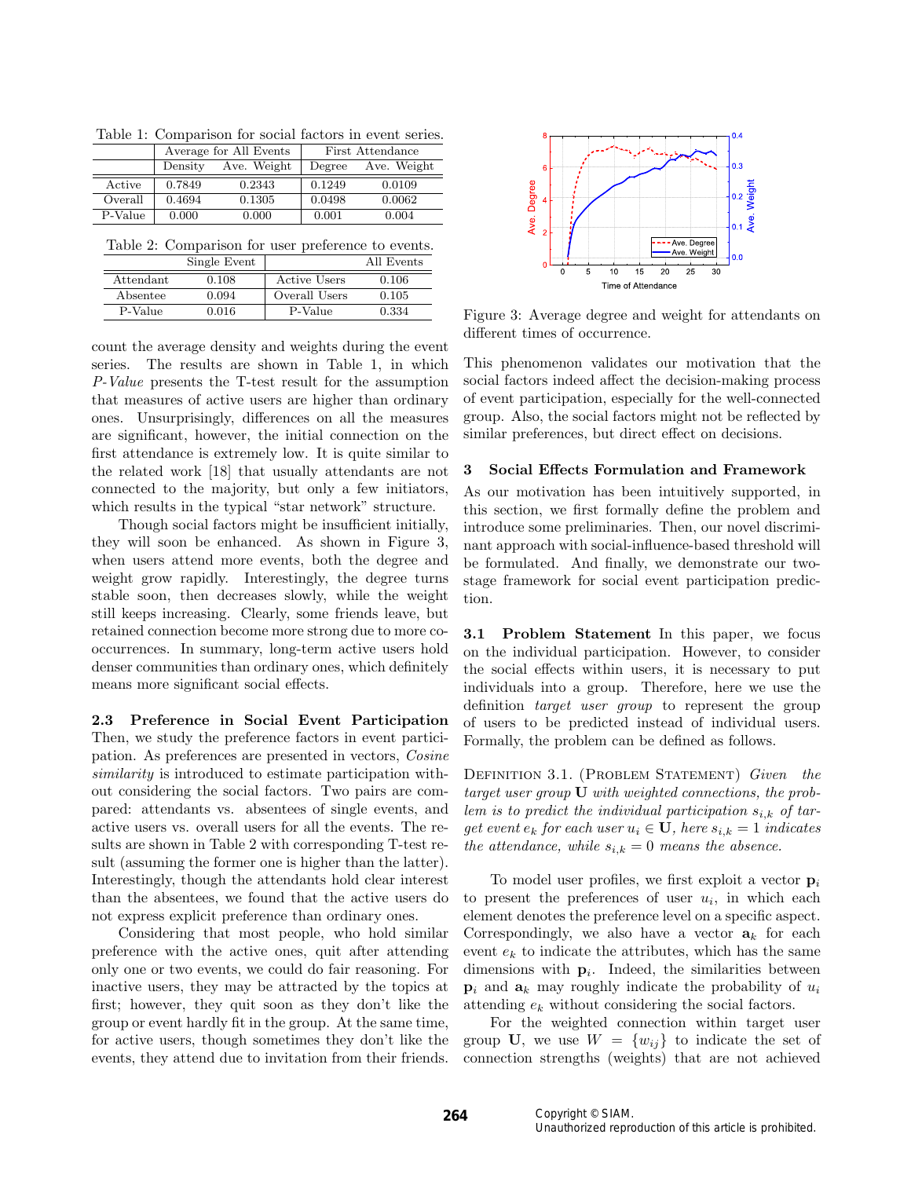Table 1: Comparison for social factors in event series.

| | Average for All Events | | First Attendance | |
|---|---|---|---|---|
| | Density | Ave. Weight | Degree | Ave. Weight |
| Active | 0.7849 | 0.2343 | 0.1249 | 0.0109 |
| Overall | 0.4694 | 0.1305 | 0.0498 | 0.0062 |
| P-Value | 0.000 | 0.000 | 0.001 | 0.004 |

Table 2: Comparison for user preference to events.

| Single Event | | All Events | |
|---|---|---|---|
| Attendant | 0.108 | Active Users | 0.106 |
| Absentee | 0.094 | Overall Users | 0.105 |
| P-Value | 0.016 | P-Value | 0.334 |

count the average density and weights during the event series. The results are shown in Table 1, in which *P-Value* presents the T-test result for the assumption that measures of active users are higher than ordinary ones. Unsurprisingly, differences on all the measures are significant, however, the initial connection on the first attendance is extremely low. It is quite similar to the related work [18] that usually attendants are not connected to the majority, but only a few initiators, which results in the typical "star network" structure.

Though social factors might be insufficient initially, they will soon be enhanced. As shown in Figure 3, when users attend more events, both the degree and weight grow rapidly. Interestingly, the degree turns stable soon, then decreases slowly, while the weight still keeps increasing. Clearly, some friends leave, but retained connection become more strong due to more co-occurrences. In summary, long-term active users hold denser communities than ordinary ones, which definitely means more significant social effects.

### 2.3 Preference in Social Event Participation

Then, we study the preference factors in event participation. As preferences are presented in vectors, *Cosine similarity* is introduced to estimate participation without considering the social factors. Two pairs are compared: attendants vs. absentees of single events, and active users vs. overall users for all the events. The results are shown in Table 2 with corresponding T-test result (assuming the former one is higher than the latter). Interestingly, though the attendants hold clear interest than the absentees, we found that the active users do not express explicit preference than ordinary ones.

Considering that most people, who hold similar preference with the active ones, quit after attending only one or two events, we could do fair reasoning. For inactive users, they may be attracted by the topics at first; however, they quit soon as they don't like the group or event hardly fit in the group. At the same time, for active users, though sometimes they don't like the events, they attend due to invitation from their friends.

Figure 3: Average degree and weight for attendants on different times of occurrence.

This phenomenon validates our motivation that the social factors indeed affect the decision-making process of event participation, especially for the well-connected group. Also, the social factors might not be reflected by similar preferences, but direct effect on decisions.

## 3 Social Effects Formulation and Framework

As our motivation has been intuitively supported, in this section, we first formally define the problem and introduce some preliminaries. Then, our novel discriminant approach with social-influence-based threshold will be formulated. And finally, we demonstrate our two-stage framework for social event participation prediction.

**3.1 Problem Statement** In this paper, we focus on the individual participation. However, to consider the social effects within users, it is necessary to put individuals into a group. Therefore, here we use the definition *target user group* to represent the group of users to be predicted instead of individual users. Formally, the problem can be defined as follows.

Definition 3.1. (Problem Statement) *Given the target user group* $\mathbf{U}$ *with weighted connections, the problem is to predict the individual participation* $s_{i,k}$ *of target event* $e_k$ *for each user* $u_i \in \mathbf{U}$*, here* $s_{i,k} = 1$ *indicates the attendance, while* $s_{i,k} = 0$ *means the absence.*

To model user profiles, we first exploit a vector $\mathbf{p}_i$ to present the preferences of user $u_i$, in which each element denotes the preference level on a specific aspect. Correspondingly, we also have a vector $\mathbf{a}_k$ for each event $e_k$ to indicate the attributes, which has the same dimensions with $\mathbf{p}_i$. Indeed, the similarities between $\mathbf{p}_i$ and $\mathbf{a}_k$ may roughly indicate the probability of $u_i$ attending $e_k$ without considering the social factors.

For the weighted connection within target user group $\mathbf{U}$, we use $W = \{w_{ij}\}$ to indicate the set of connection strengths (weights) that are not achieved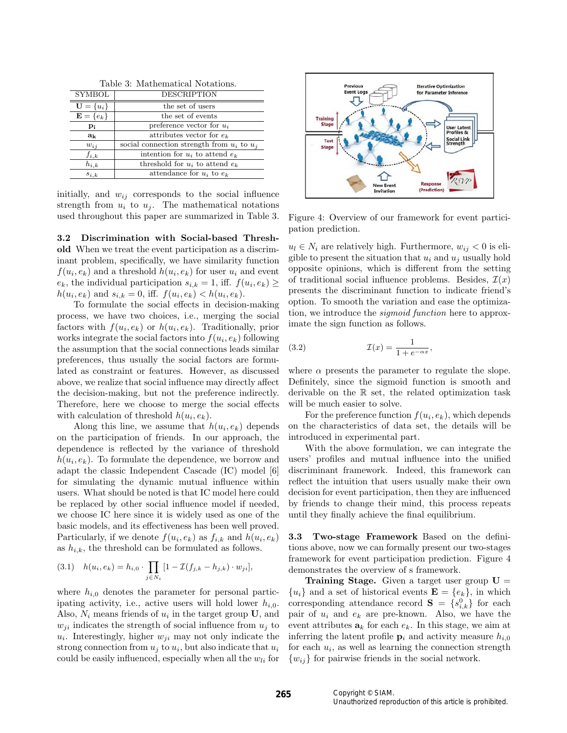Table 3: Mathematical Notations.

| SYMBOL | DESCRIPTION |
|---|---|
| $\mathbf{U} = \{u_i\}$ | the set of users |
| $\mathbf{E} = \{e_k\}$ | the set of events |
| $\mathbf{p_i}$ | preference vector for $u_i$ |
| $\mathbf{a_k}$ | attributes vector for $e_k$ |
| $w_{ij}$ | social connection strength from $u_i$ to $u_j$ |
| $f_{i,k}$ | intention for $u_i$ to attend $e_k$ |
| $h_{i,k}$ | threshold for $u_i$ to attend $e_k$ |
| $s_{i,k}$ | attendance for $u_i$ to $e_k$ |

initially, and $w_{ij}$ corresponds to the social influence strength from $u_i$ to $u_j$. The mathematical notations used throughout this paper are summarized in Table 3.

**3.2 Discrimination with Social-based Threshold** When we treat the event participation as a discriminant problem, specifically, we have similarity function $f(u_i, e_k)$ and a threshold $h(u_i, e_k)$ for user $u_i$ and event $e_k$, the individual participation $s_{i,k} = 1$, iff. $f(u_i, e_k) \geq h(u_i, e_k)$ and $s_{i,k} = 0$, iff. $f(u_i, e_k) < h(u_i, e_k)$.

To formulate the social effects in decision-making process, we have two choices, i.e., merging the social factors with $f(u_i, e_k)$ or $h(u_i, e_k)$. Traditionally, prior works integrate the social factors into $f(u_i, e_k)$ following the assumption that the social connections leads similar preferences, thus usually the social factors are formulated as constraint or features. However, as discussed above, we realize that social influence may directly affect the decision-making, but not the preference indirectly. Therefore, here we choose to merge the social effects with calculation of threshold $h(u_i, e_k)$.

Along this line, we assume that $h(u_i, e_k)$ depends on the participation of friends. In our approach, the dependence is reflected by the variance of threshold $h(u_i, e_k)$. To formulate the dependence, we borrow and adapt the classic Independent Cascade (IC) model [6] for simulating the dynamic mutual influence within users. What should be noted is that IC model here could be replaced by other social influence model if needed, we choose IC here since it is widely used as one of the basic models, and its effectiveness has been well proved. Particularly, if we denote $f(u_i, e_k)$ as $f_{i,k}$ and $h(u_i, e_k)$ as $h_{i,k}$, the threshold can be formulated as follows.

$$(3.1) \quad h(u_i, e_k) = h_{i,0} \cdot \prod_{j \in N_i} [1 - \mathcal{I}(f_{j,k} - h_{j,k}) \cdot w_{ji}],$$

where $h_{i,0}$ denotes the parameter for personal participating activity, i.e., active users will hold lower $h_{i,0}$. Also, $N_i$ means friends of $u_i$ in the target group $\mathbf{U}$, and $w_{ji}$ indicates the strength of social influence from $u_j$ to $u_i$. Interestingly, higher $w_{ji}$ may not only indicate the strong connection from $u_j$ to $u_i$, but also indicate that $u_i$ could be easily influenced, especially when all the $w_{li}$ for $u_l \in N_i$ are relatively high. Furthermore, $w_{ij} < 0$ is eligible to present the situation that $u_i$ and $u_j$ usually hold opposite opinions, which is different from the setting of traditional social influence problems. Besides, $\mathcal{I}(x)$ presents the discriminant function to indicate friend's option. To smooth the variation and ease the optimization, we introduce the *sigmoid function* here to approximate the sign function as follows.

$$(3.2) \quad \mathcal{I}(x) = \frac{1}{1 + e^{-\alpha x}},$$

where $\alpha$ presents the parameter to regulate the slope. Definitely, since the sigmoid function is smooth and derivable on the $\mathbb{R}$ set, the related optimization task will be much easier to solve.

For the preference function $f(u_i, e_k)$, which depends on the characteristics of data set, the details will be introduced in experimental part.

With the above formulation, we can integrate the users' profiles and mutual influence into the unified discriminant framework. Indeed, this framework can reflect the intuition that users usually make their own decision for event participation, then they are influenced by friends to change their mind, this process repeats until they finally achieve the final equilibrium.

Figure 4: Overview of our framework for event participation prediction.

**3.3 Two-stage Framework** Based on the definitions above, now we can formally present our two-stages framework for event participation prediction. Figure 4 demonstrates the overview of s framework.

**Training Stage.** Given a target user group $\mathbf{U} = \{u_i\}$ and a set of historical events $\mathbf{E} = \{e_k\}$, in which corresponding attendance record $\mathbf{S} = \{s^0_{i,k}\}$ for each pair of $u_i$ and $e_k$ are pre-known. Also, we have the event attributes $\mathbf{a}_k$ for each $e_k$. In this stage, we aim at inferring the latent profile $\mathbf{p}_i$ and activity measure $h_{i,0}$ for each $u_i$, as well as learning the connection strength $\{w_{ij}\}$ for pairwise friends in the social network.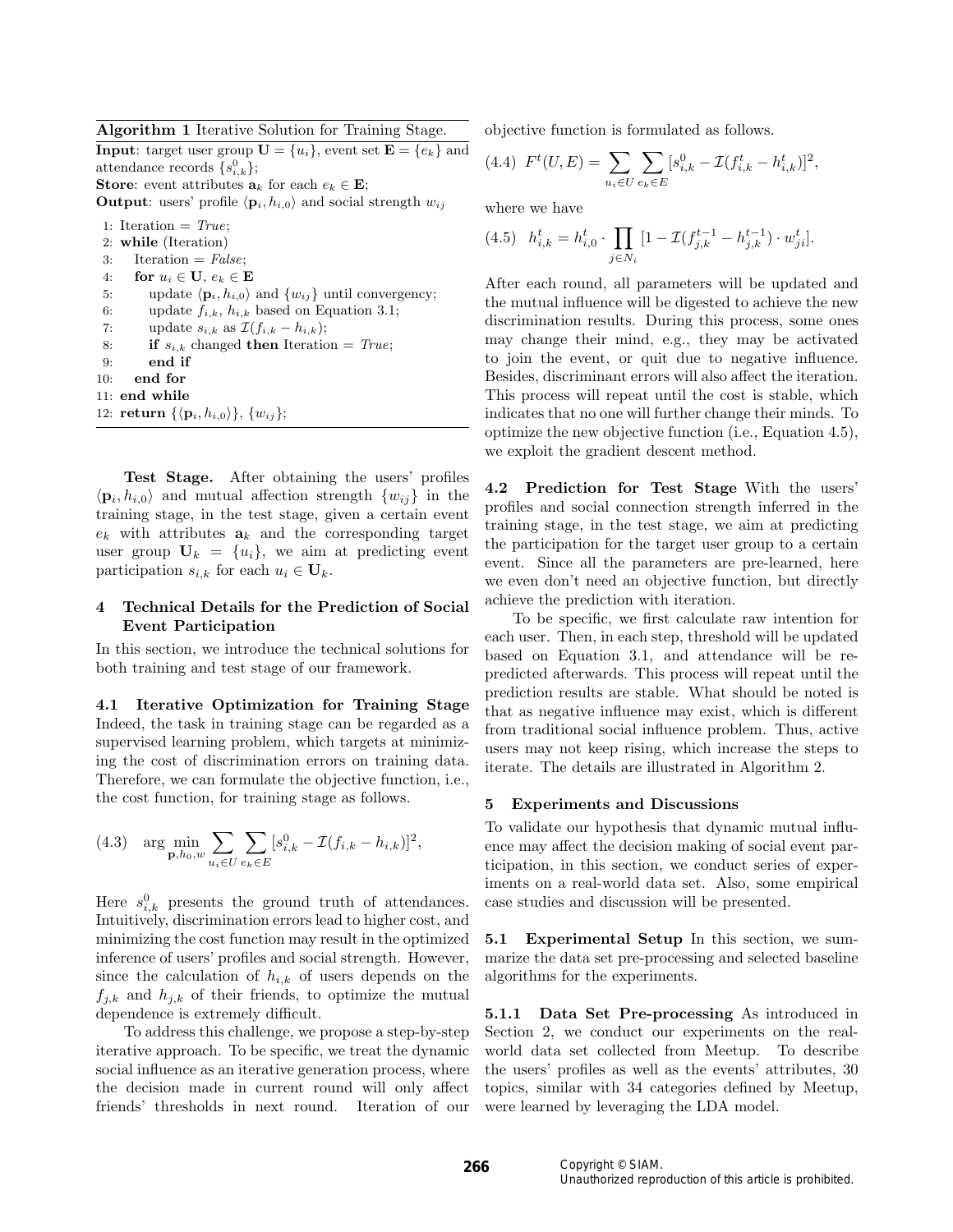**Algorithm 1** Iterative Solution for Training Stage.

**Input**: target user group $\mathbf{U} = \{u_i\}$, event set $\mathbf{E} = \{e_k\}$ and attendance records $\{s^0_{i,k}\}$;
**Store**: event attributes $\mathbf{a}_k$ for each $e_k \in \mathbf{E}$;
**Output**: users' profile $\langle \mathbf{p}_i, h_{i,0} \rangle$ and social strength $w_{ij}$

```
1: Iteration = True;
2: while (Iteration)
3:    Iteration = False;
4:    for u_i ∈ U, e_k ∈ E
5:       update ⟨p_i, h_{i,0}⟩ and {w_ij} until convergency;
6:       update f_{i,k}, h_{i,k} based on Equation 3.1;
7:       update s_{i,k} as I(f_{i,k} − h_{i,k});
8:       if s_{i,k} changed then Iteration = True;
9:       end if
10:   end for
11: end while
12: return {⟨p_i, h_{i,0}⟩}, {w_ij};
```

**Test Stage.** After obtaining the users' profiles $\langle \mathbf{p}_i, h_{i,0} \rangle$ and mutual affection strength $\{w_{ij}\}$ in the training stage, in the test stage, given a certain event $e_k$ with attributes $\mathbf{a}_k$ and the corresponding target user group $\mathbf{U}_k = \{u_i\}$, we aim at predicting event participation $s_{i,k}$ for each $u_i \in \mathbf{U}_k$.

## 4 Technical Details for the Prediction of Social Event Participation

In this section, we introduce the technical solutions for both training and test stage of our framework.

### 4.1 Iterative Optimization for Training Stage

Indeed, the task in training stage can be regarded as a supervised learning problem, which targets at minimizing the cost of discrimination errors on training data. Therefore, we can formulate the objective function, i.e., the cost function, for training stage as follows.

$$(4.3) \quad \arg\min_{\mathbf{p},h_0,w} \sum_{u_i \in U} \sum_{e_k \in E} [s^0_{i,k} - \mathcal{I}(f_{i,k} - h_{i,k})]^2,$$

Here $s^0_{i,k}$ presents the ground truth of attendances. Intuitively, discrimination errors lead to higher cost, and minimizing the cost function may result in the optimized inference of users' profiles and social strength. However, since the calculation of $h_{i,k}$ of users depends on the $f_{j,k}$ and $h_{j,k}$ of their friends, to optimize the mutual dependence is extremely difficult.

To address this challenge, we propose a step-by-step iterative approach. To be specific, we treat the dynamic social influence as an iterative generation process, where the decision made in current round will only affect friends' thresholds in next round. Iteration of our objective function is formulated as follows.

$$(4.4) \quad F^t(U,E) = \sum_{u_i \in U} \sum_{e_k \in E} [s^0_{i,k} - \mathcal{I}(f^t_{i,k} - h^t_{i,k})]^2,$$

where we have

$$(4.5) \quad h^t_{i,k} = h^t_{i,0} \cdot \prod_{j \in N_i} [1 - \mathcal{I}(f^{t-1}_{j,k} - h^{t-1}_{j,k}) \cdot w^t_{ji}].$$

After each round, all parameters will be updated and the mutual influence will be digested to achieve the new discrimination results. During this process, some ones may change their mind, e.g., they may be activated to join the event, or quit due to negative influence. Besides, discriminant errors will also affect the iteration. This process will repeat until the cost is stable, which indicates that no one will further change their minds. To optimize the new objective function (i.e., Equation 4.5), we exploit the gradient descent method.

### 4.2 Prediction for Test Stage

With the users' profiles and social connection strength inferred in the training stage, in the test stage, we aim at predicting the participation for the target user group to a certain event. Since all the parameters are pre-learned, here we even don't need an objective function, but directly achieve the prediction with iteration.

To be specific, we first calculate raw intention for each user. Then, in each step, threshold will be updated based on Equation 3.1, and attendance will be re-predicted afterwards. This process will repeat until the prediction results are stable. What should be noted is that as negative influence may exist, which is different from traditional social influence problem. Thus, active users may not keep rising, which increase the steps to iterate. The details are illustrated in Algorithm 2.

## 5 Experiments and Discussions

To validate our hypothesis that dynamic mutual influence may affect the decision making of social event participation, in this section, we conduct series of experiments on a real-world data set. Also, some empirical case studies and discussion will be presented.

### 5.1 Experimental Setup

In this section, we summarize the data set pre-processing and selected baseline algorithms for the experiments.

#### 5.1.1 Data Set Pre-processing

As introduced in Section 2, we conduct our experiments on the real-world data set collected from Meetup. To describe the users' profiles as well as the events' attributes, 30 topics, similar with 34 categories defined by Meetup, were learned by leveraging the LDA model.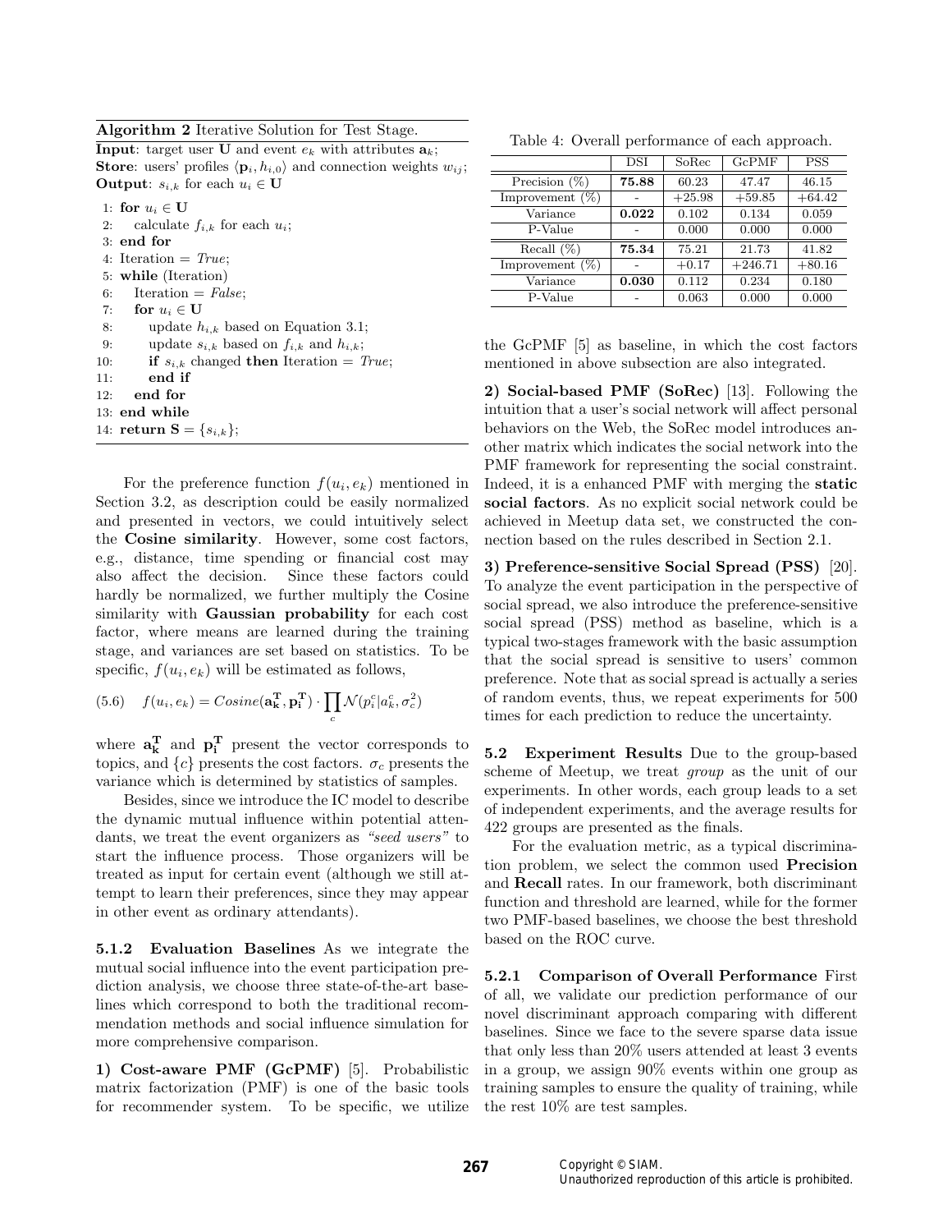**Algorithm 2** Iterative Solution for Test Stage.

**Input**: target user **U** and event $e_k$ with attributes $\mathbf{a}_k$;
**Store**: users' profiles $\langle \mathbf{p}_i, h_{i,0} \rangle$ and connection weights $w_{ij}$;
**Output**: $s_{i,k}$ for each $u_i \in \mathbf{U}$

```
1:  for u_i ∈ U
2:     calculate f_{i,k} for each u_i;
3:  end for
4:  Iteration = True;
5:  while (Iteration)
6:     Iteration = False;
7:     for u_i ∈ U
8:        update h_{i,k} based on Equation 3.1;
9:        update s_{i,k} based on f_{i,k} and h_{i,k};
10:       if s_{i,k} changed then Iteration = True;
11:       end if
12:    end for
13: end while
14: return S = {s_{i,k}};
```

For the preference function $f(u_i, e_k)$ mentioned in Section 3.2, as description could be easily normalized and presented in vectors, we could intuitively select the **Cosine similarity**. However, some cost factors, e.g., distance, time spending or financial cost may also affect the decision. Since these factors could hardly be normalized, we further multiply the Cosine similarity with **Gaussian probability** for each cost factor, where means are learned during the training stage, and variances are set based on statistics. To be specific, $f(u_i, e_k)$ will be estimated as follows,

$$(5.6) \quad f(u_i, e_k) = Cosine(\mathbf{a_k^T}, \mathbf{p_i^T}) \cdot \prod_c \mathcal{N}(p_i^c | a_k^c, \sigma_c^2)$$

where $\mathbf{a_k^T}$ and $\mathbf{p_i^T}$ present the vector corresponds to topics, and $\{c\}$ presents the cost factors. $\sigma_c$ presents the variance which is determined by statistics of samples.

Besides, since we introduce the IC model to describe the dynamic mutual influence within potential attendants, we treat the event organizers as *"seed users"* to start the influence process. Those organizers will be treated as input for certain event (although we still attempt to learn their preferences, since they may appear in other event as ordinary attendants).

**5.1.2 Evaluation Baselines** As we integrate the mutual social influence into the event participation prediction analysis, we choose three state-of-the-art baselines which correspond to both the traditional recommendation methods and social influence simulation for more comprehensive comparison.

**1) Cost-aware PMF (GcPMF)** [5]. Probabilistic matrix factorization (PMF) is one of the basic tools for recommender system. To be specific, we utilize the GcPMF [5] as baseline, in which the cost factors mentioned in above subsection are also integrated.

**2) Social-based PMF (SoRec)** [13]. Following the intuition that a user's social network will affect personal behaviors on the Web, the SoRec model introduces another matrix which indicates the social network into the PMF framework for representing the social constraint. Indeed, it is a enhanced PMF with merging the **static social factors**. As no explicit social network could be achieved in Meetup data set, we constructed the connection based on the rules described in Section 2.1.

**3) Preference-sensitive Social Spread (PSS)** [20]. To analyze the event participation in the perspective of social spread, we also introduce the preference-sensitive social spread (PSS) method as baseline, which is a typical two-stages framework with the basic assumption that the social spread is sensitive to users' common preference. Note that as social spread is actually a series of random events, thus, we repeat experiments for 500 times for each prediction to reduce the uncertainty.

Table 4: Overall performance of each approach.

| | DSI | SoRec | GcPMF | PSS |
|---|---|---|---|---|
| Precision (%) | **75.88** | 60.23 | 47.47 | 46.15 |
| Improvement (%) | - | +25.98 | +59.85 | +64.42 |
| Variance | **0.022** | 0.102 | 0.134 | 0.059 |
| P-Value | - | 0.000 | 0.000 | 0.000 |
| Recall (%) | **75.34** | 75.21 | 21.73 | 41.82 |
| Improvement (%) | - | +0.17 | +246.71 | +80.16 |
| Variance | **0.030** | 0.112 | 0.234 | 0.180 |
| P-Value | - | 0.063 | 0.000 | 0.000 |

**5.2 Experiment Results** Due to the group-based scheme of Meetup, we treat *group* as the unit of our experiments. In other words, each group leads to a set of independent experiments, and the average results for 422 groups are presented as the finals.

For the evaluation metric, as a typical discrimination problem, we select the common used **Precision** and **Recall** rates. In our framework, both discriminant function and threshold are learned, while for the former two PMF-based baselines, we choose the best threshold based on the ROC curve.

**5.2.1 Comparison of Overall Performance** First of all, we validate our prediction performance of our novel discriminant approach comparing with different baselines. Since we face to the severe sparse data issue that only less than 20% users attended at least 3 events in a group, we assign 90% events within one group as training samples to ensure the quality of training, while the rest 10% are test samples.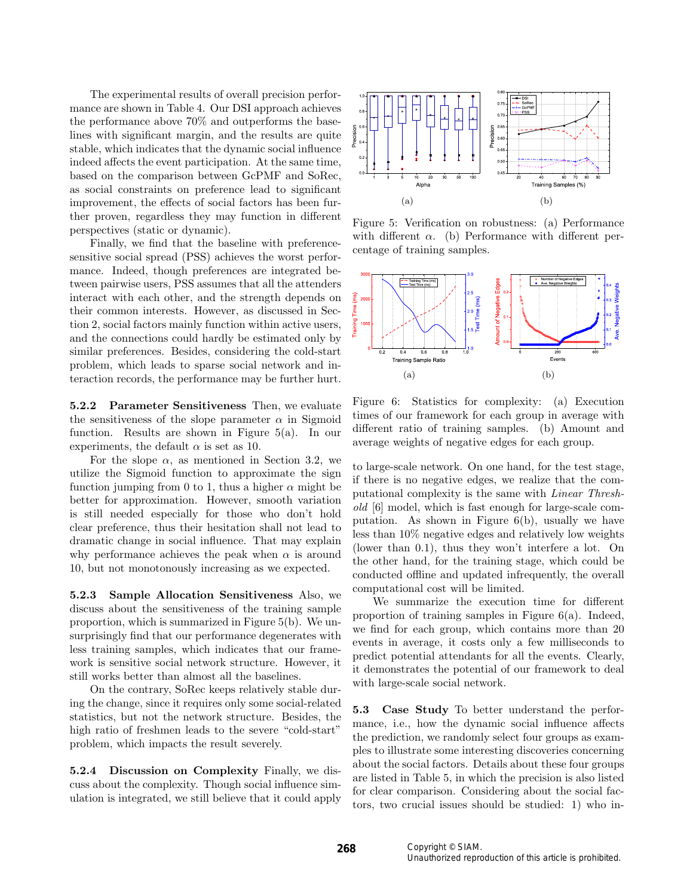The experimental results of overall precision performance are shown in Table 4. Our DSI approach achieves the performance above 70% and outperforms the baselines with significant margin, and the results are quite stable, which indicates that the dynamic social influence indeed affects the event participation. At the same time, based on the comparison between GcPMF and SoRec, as social constraints on preference lead to significant improvement, the effects of social factors has been further proven, regardless they may function in different perspectives (static or dynamic).

Finally, we find that the baseline with preference-sensitive social spread (PSS) achieves the worst performance. Indeed, though preferences are integrated between pairwise users, PSS assumes that all the attenders interact with each other, and the strength depends on their common interests. However, as discussed in Section 2, social factors mainly function within active users, and the connections could hardly be estimated only by similar preferences. Besides, considering the cold-start problem, which leads to sparse social network and interaction records, the performance may be further hurt.

**5.2.2 Parameter Sensitiveness** Then, we evaluate the sensitiveness of the slope parameter $\alpha$ in Sigmoid function. Results are shown in Figure 5(a). In our experiments, the default $\alpha$ is set as 10.

For the slope $\alpha$, as mentioned in Section 3.2, we utilize the Sigmoid function to approximate the sign function jumping from 0 to 1, thus a higher $\alpha$ might be better for approximation. However, smooth variation is still needed especially for those who don't hold clear preference, thus their hesitation shall not lead to dramatic change in social influence. That may explain why performance achieves the peak when $\alpha$ is around 10, but not monotonously increasing as we expected.

**5.2.3 Sample Allocation Sensitiveness** Also, we discuss about the sensitiveness of the training sample proportion, which is summarized in Figure 5(b). We unsurprisingly find that our performance degenerates with less training samples, which indicates that our framework is sensitive social network structure. However, it still works better than almost all the baselines.

On the contrary, SoRec keeps relatively stable during the change, since it requires only some social-related statistics, but not the network structure. Besides, the high ratio of freshmen leads to the severe "cold-start" problem, which impacts the result severely.

**5.2.4 Discussion on Complexity** Finally, we discuss about the complexity. Though social influence simulation is integrated, we still believe that it could apply to large-scale network. On one hand, for the test stage, if there is no negative edges, we realize that the computational complexity is the same with *Linear Threshold* [6] model, which is fast enough for large-scale computation. As shown in Figure 6(b), usually we have less than 10% negative edges and relatively low weights (lower than 0.1), thus they won't interfere a lot. On the other hand, for the training stage, which could be conducted offline and updated infrequently, the overall computational cost will be limited.

We summarize the execution time for different proportion of training samples in Figure 6(a). Indeed, we find for each group, which contains more than 20 events in average, it costs only a few milliseconds to predict potential attendants for all the events. Clearly, it demonstrates the potential of our framework to deal with large-scale social network.

Figure 5: Verification on robustness: (a) Performance with different $\alpha$. (b) Performance with different percentage of training samples.

Figure 6: Statistics for complexity: (a) Execution times of our framework for each group in average with different ratio of training samples. (b) Amount and average weights of negative edges for each group.

**5.3 Case Study** To better understand the performance, i.e., how the dynamic social influence affects the prediction, we randomly select four groups as examples to illustrate some interesting discoveries concerning about the social factors. Details about these four groups are listed in Table 5, in which the precision is also listed for clear comparison. Considering about the social factors, two crucial issues should be studied: 1) who in-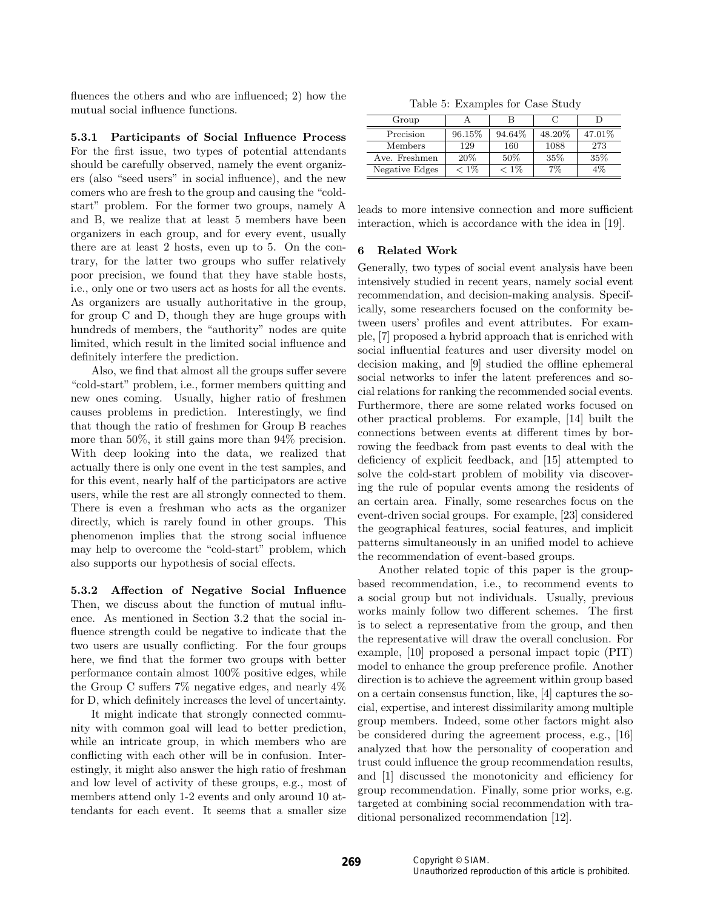fluences the others and who are influenced; 2) how the mutual social influence functions.

#### 5.3.1 Participants of Social Influence Process

For the first issue, two types of potential attendants should be carefully observed, namely the event organizers (also "seed users" in social influence), and the new comers who are fresh to the group and causing the "cold-start" problem. For the former two groups, namely A and B, we realize that at least 5 members have been organizers in each group, and for every event, usually there are at least 2 hosts, even up to 5. On the contrary, for the latter two groups who suffer relatively poor precision, we found that they have stable hosts, i.e., only one or two users act as hosts for all the events. As organizers are usually authoritative in the group, for group C and D, though they are huge groups with hundreds of members, the "authority" nodes are quite limited, which result in the limited social influence and definitely interfere the prediction.

Also, we find that almost all the groups suffer severe "cold-start" problem, i.e., former members quitting and new ones coming. Usually, higher ratio of freshmen causes problems in prediction. Interestingly, we find that though the ratio of freshmen for Group B reaches more than 50%, it still gains more than 94% precision. With deep looking into the data, we realized that actually there is only one event in the test samples, and for this event, nearly half of the participators are active users, while the rest are all strongly connected to them. There is even a freshman who acts as the organizer directly, which is rarely found in other groups. This phenomenon implies that the strong social influence may help to overcome the "cold-start" problem, which also supports our hypothesis of social effects.

#### 5.3.2 Affection of Negative Social Influence

Then, we discuss about the function of mutual influence. As mentioned in Section 3.2 that the social influence strength could be negative to indicate that the two users are usually conflicting. For the four groups here, we find that the former two groups with better performance contain almost 100% positive edges, while the Group C suffers 7% negative edges, and nearly 4% for D, which definitely increases the level of uncertainty.

It might indicate that strongly connected community with common goal will lead to better prediction, while an intricate group, in which members who are conflicting with each other will be in confusion. Interestingly, it might also answer the high ratio of freshman and low level of activity of these groups, e.g., most of members attend only 1-2 events and only around 10 attendants for each event. It seems that a smaller size

Table 5: Examples for Case Study

| Group | A | B | C | D |
|---|---|---|---|---|
| Precision | 96.15% | 94.64% | 48.20% | 47.01% |
| Members | 129 | 160 | 1088 | 273 |
| Ave. Freshmen | 20% | 50% | 35% | 35% |
| Negative Edges | $< 1\%$ | $< 1\%$ | 7% | 4% |

leads to more intensive connection and more sufficient interaction, which is accordance with the idea in [19].

## 6 Related Work

Generally, two types of social event analysis have been intensively studied in recent years, namely social event recommendation, and decision-making analysis. Specifically, some researchers focused on the conformity between users' profiles and event attributes. For example, [7] proposed a hybrid approach that is enriched with social influential features and user diversity model on decision making, and [9] studied the offline ephemeral social networks to infer the latent preferences and social relations for ranking the recommended social events. Furthermore, there are some related works focused on other practical problems. For example, [14] built the connections between events at different times by borrowing the feedback from past events to deal with the deficiency of explicit feedback, and [15] attempted to solve the cold-start problem of mobility via discovering the rule of popular events among the residents of an certain area. Finally, some researches focus on the event-driven social groups. For example, [23] considered the geographical features, social features, and implicit patterns simultaneously in an unified model to achieve the recommendation of event-based groups.

Another related topic of this paper is the group-based recommendation, i.e., to recommend events to a social group but not individuals. Usually, previous works mainly follow two different schemes. The first is to select a representative from the group, and then the representative will draw the overall conclusion. For example, [10] proposed a personal impact topic (PIT) model to enhance the group preference profile. Another direction is to achieve the agreement within group based on a certain consensus function, like, [4] captures the social, expertise, and interest dissimilarity among multiple group members. Indeed, some other factors might also be considered during the agreement process, e.g., [16] analyzed that how the personality of cooperation and trust could influence the group recommendation results, and [1] discussed the monotonicity and efficiency for group recommendation. Finally, some prior works, e.g. targeted at combining social recommendation with traditional personalized recommendation [12].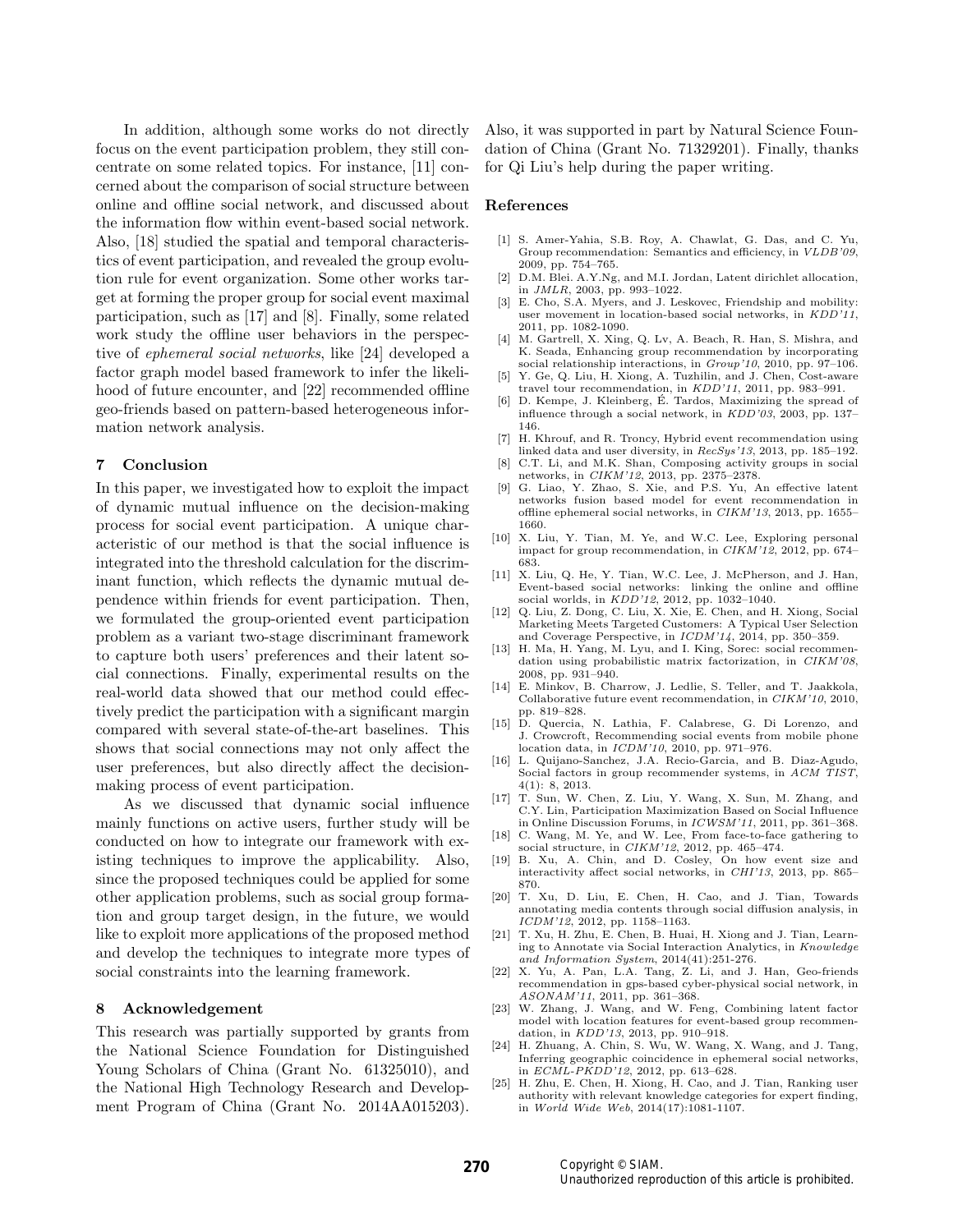In addition, although some works do not directly focus on the event participation problem, they still concentrate on some related topics. For instance, [11] concerned about the comparison of social structure between online and offline social network, and discussed about the information flow within event-based social network. Also, [18] studied the spatial and temporal characteristics of event participation, and revealed the group evolution rule for event organization. Some other works target at forming the proper group for social event maximal participation, such as [17] and [8]. Finally, some related work study the offline user behaviors in the perspective of *ephemeral social networks*, like [24] developed a factor graph model based framework to infer the likelihood of future encounter, and [22] recommended offline geo-friends based on pattern-based heterogeneous information network analysis.

## 7 Conclusion

In this paper, we investigated how to exploit the impact of dynamic mutual influence on the decision-making process for social event participation. A unique characteristic of our method is that the social influence is integrated into the threshold calculation for the discriminant function, which reflects the dynamic mutual dependence within friends for event participation. Then, we formulated the group-oriented event participation problem as a variant two-stage discriminant framework to capture both users' preferences and their latent social connections. Finally, experimental results on the real-world data showed that our method could effectively predict the participation with a significant margin compared with several state-of-the-art baselines. This shows that social connections may not only affect the user preferences, but also directly affect the decision-making process of event participation.

As we discussed that dynamic social influence mainly functions on active users, further study will be conducted on how to integrate our framework with existing techniques to improve the applicability. Also, since the proposed techniques could be applied for some other application problems, such as social group formation and group target design, in the future, we would like to exploit more applications of the proposed method and develop the techniques to integrate more types of social constraints into the learning framework.

## 8 Acknowledgement

This research was partially supported by grants from the National Science Foundation for Distinguished Young Scholars of China (Grant No. 61325010), and the National High Technology Research and Development Program of China (Grant No. 2014AA015203). Also, it was supported in part by Natural Science Foundation of China (Grant No. 71329201). Finally, thanks for Qi Liu's help during the paper writing.

## References

[1] S. Amer-Yahia, S.B. Roy, A. Chawlat, G. Das, and C. Yu, Group recommendation: Semantics and efficiency, in *VLDB'09*, 2009, pp. 754–765.

[2] D.M. Blei. A.Y.Ng, and M.I. Jordan, Latent dirichlet allocation, in *JMLR*, 2003, pp. 993–1022.

[3] E. Cho, S.A. Myers, and J. Leskovec, Friendship and mobility: user movement in location-based social networks, in *KDD'11*, 2011, pp. 1082-1090.

[4] M. Gartrell, X. Xing, Q. Lv, A. Beach, R. Han, S. Mishra, and K. Seada, Enhancing group recommendation by incorporating social relationship interactions, in *Group'10*, 2010, pp. 97–106.

[5] Y. Ge, Q. Liu, H. Xiong, A. Tuzhilin, and J. Chen, Cost-aware travel tour recommendation, in *KDD'11*, 2011, pp. 983–991.

[6] D. Kempe, J. Kleinberg, É. Tardos, Maximizing the spread of influence through a social network, in *KDD'03*, 2003, pp. 137–146.

[7] H. Khrouf, and R. Troncy, Hybrid event recommendation using linked data and user diversity, in *RecSys'13*, 2013, pp. 185–192.

[8] C.T. Li, and M.K. Shan, Composing activity groups in social networks, in *CIKM'12*, 2013, pp. 2375–2378.

[9] G. Liao, Y. Zhao, S. Xie, and P.S. Yu, An effective latent networks fusion based model for event recommendation in offline ephemeral social networks, in *CIKM'13*, 2013, pp. 1655–1660.

[10] X. Liu, Y. Tian, M. Ye, and W.C. Lee, Exploring personal impact for group recommendation, in *CIKM'12*, 2012, pp. 674–683.

[11] X. Liu, Q. He, Y. Tian, W.C. Lee, J. McPherson, and J. Han, Event-based social networks: linking the online and offline social worlds, in *KDD'12*, 2012, pp. 1032–1040.

[12] Q. Liu, Z. Dong, C. Liu, X. Xie, E. Chen, and H. Xiong, Social Marketing Meets Targeted Customers: A Typical User Selection and Coverage Perspective, in *ICDM'14*, 2014, pp. 350–359.

[13] H. Ma, H. Yang, M. Lyu, and I. King, Sorec: social recommendation using probabilistic matrix factorization, in *CIKM'08*, 2008, pp. 931–940.

[14] E. Minkov, B. Charrow, J. Ledlie, S. Teller, and T. Jaakkola, Collaborative future event recommendation, in *CIKM'10*, 2010, pp. 819–828.

[15] D. Quercia, N. Lathia, F. Calabrese, G. Di Lorenzo, and J. Crowcroft, Recommending social events from mobile phone location data, in *ICDM'10*, 2010, pp. 971–976.

[16] L. Quijano-Sanchez, J.A. Recio-Garcia, and B. Diaz-Agudo, Social factors in group recommender systems, in *ACM TIST*, 4(1): 8, 2013.

[17] T. Sun, W. Chen, Z. Liu, Y. Wang, X. Sun, M. Zhang, and C.Y. Lin, Participation Maximization Based on Social Influence in Online Discussion Forums, in *ICWSM'11*, 2011, pp. 361–368.

[18] C. Wang, M. Ye, and W. Lee, From face-to-face gathering to social structure, in *CIKM'12*, 2012, pp. 465–474.

[19] B. Xu, A. Chin, and D. Cosley, On how event size and interactivity affect social networks, in *CHI'13*, 2013, pp. 865–870.

[20] T. Xu, D. Liu, E. Chen, H. Cao, and J. Tian, Towards annotating media contents through social diffusion analysis, in *ICDM'12*, 2012, pp. 1158–1163.

[21] T. Xu, H. Zhu, E. Chen, B. Huai, H. Xiong and J. Tian, Learning to Annotate via Social Interaction Analytics, in *Knowledge and Information System*, 2014(41):251-276.

[22] X. Yu, A. Pan, L.A. Tang, Z. Li, and J. Han, Geo-friends recommendation in gps-based cyber-physical social network, in *ASONAM'11*, 2011, pp. 361–368.

[23] W. Zhang, J. Wang, and W. Feng, Combining latent factor model with location features for event-based group recommendation, in *KDD'13*, 2013, pp. 910–918.

[24] H. Zhuang, A. Chin, S. Wu, W. Wang, X. Wang, and J. Tang, Inferring geographic coincidence in ephemeral social networks, in *ECML-PKDD'12*, 2012, pp. 613–628.

[25] H. Zhu, E. Chen, H. Xiong, H. Cao, and J. Tian, Ranking user authority with relevant knowledge categories for expert finding, in *World Wide Web*, 2014(17):1081-1107.